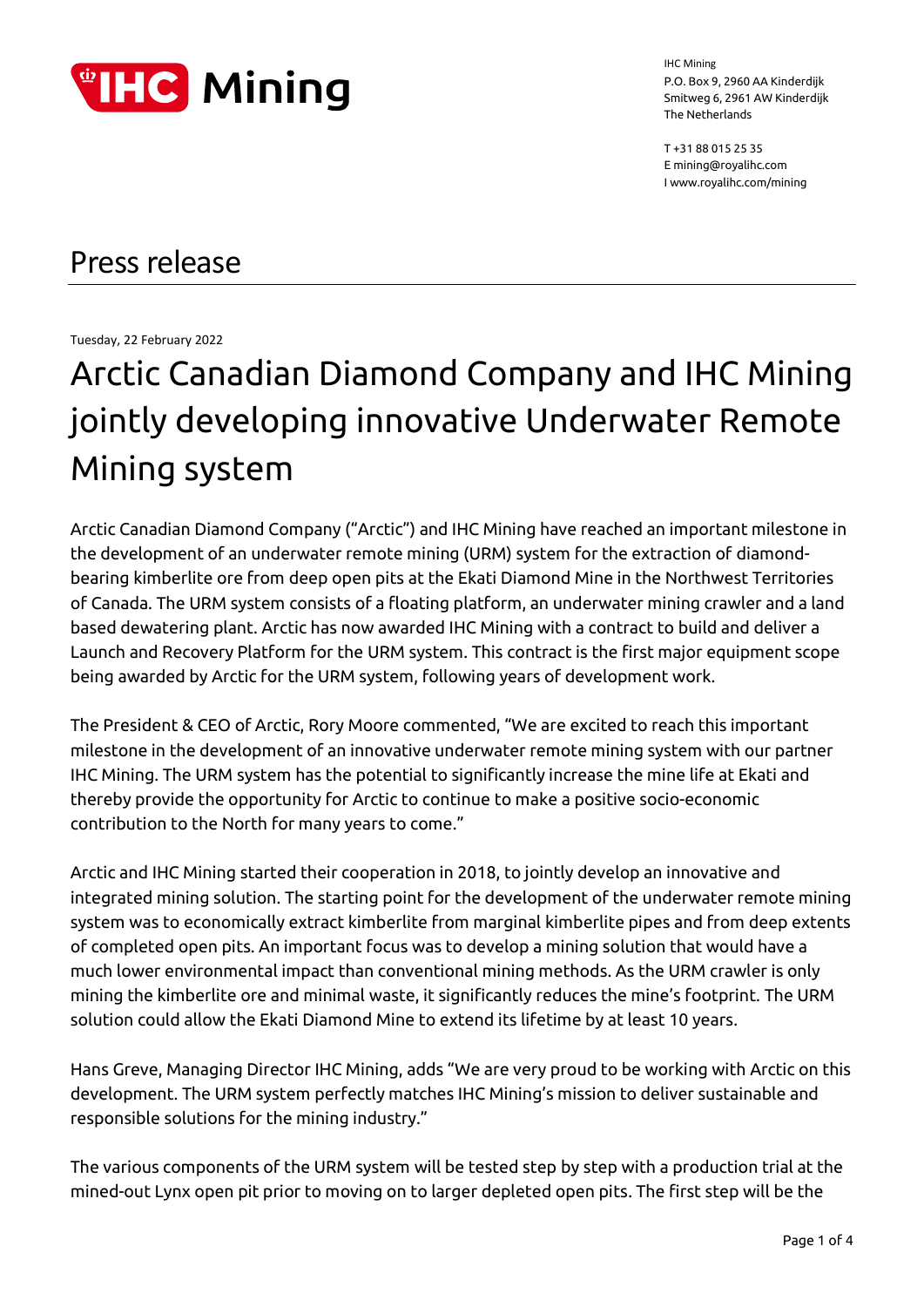IHC Mining
P.O. Box 9, 2960 AA Kinderdijk
Smitweg 6, 2961 AW Kinderdijk
The Netherlands

T +31 88 015 25 35
E mining@royalihc.com
I www.royalihc.com/mining

# Press release

Tuesday, 22 February 2022

## Arctic Canadian Diamond Company and IHC Mining jointly developing innovative Underwater Remote Mining system

Arctic Canadian Diamond Company ("Arctic") and IHC Mining have reached an important milestone in the development of an underwater remote mining (URM) system for the extraction of diamond-bearing kimberlite ore from deep open pits at the Ekati Diamond Mine in the Northwest Territories of Canada. The URM system consists of a floating platform, an underwater mining crawler and a land based dewatering plant. Arctic has now awarded IHC Mining with a contract to build and deliver a Launch and Recovery Platform for the URM system. This contract is the first major equipment scope being awarded by Arctic for the URM system, following years of development work.

The President & CEO of Arctic, Rory Moore commented, "We are excited to reach this important milestone in the development of an innovative underwater remote mining system with our partner IHC Mining. The URM system has the potential to significantly increase the mine life at Ekati and thereby provide the opportunity for Arctic to continue to make a positive socio-economic contribution to the North for many years to come."

Arctic and IHC Mining started their cooperation in 2018, to jointly develop an innovative and integrated mining solution. The starting point for the development of the underwater remote mining system was to economically extract kimberlite from marginal kimberlite pipes and from deep extents of completed open pits. An important focus was to develop a mining solution that would have a much lower environmental impact than conventional mining methods. As the URM crawler is only mining the kimberlite ore and minimal waste, it significantly reduces the mine's footprint. The URM solution could allow the Ekati Diamond Mine to extend its lifetime by at least 10 years.

Hans Greve, Managing Director IHC Mining, adds "We are very proud to be working with Arctic on this development. The URM system perfectly matches IHC Mining's mission to deliver sustainable and responsible solutions for the mining industry."

The various components of the URM system will be tested step by step with a production trial at the mined-out Lynx open pit prior to moving on to larger depleted open pits. The first step will be the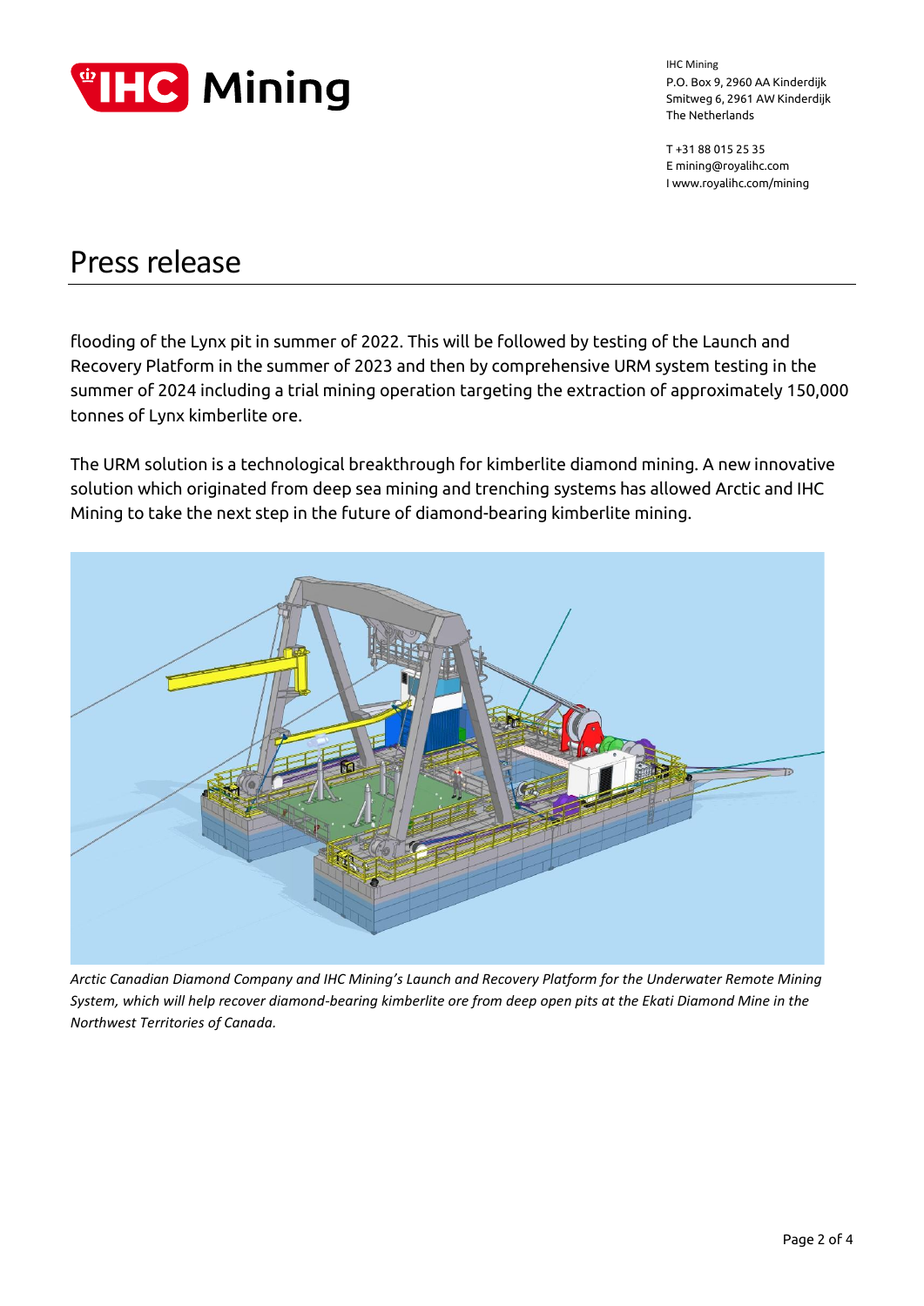# Press release

flooding of the Lynx pit in summer of 2022. This will be followed by testing of the Launch and Recovery Platform in the summer of 2023 and then by comprehensive URM system testing in the summer of 2024 including a trial mining operation targeting the extraction of approximately 150,000 tonnes of Lynx kimberlite ore.

The URM solution is a technological breakthrough for kimberlite diamond mining. A new innovative solution which originated from deep sea mining and trenching systems has allowed Arctic and IHC Mining to take the next step in the future of diamond-bearing kimberlite mining.

*Arctic Canadian Diamond Company and IHC Mining's Launch and Recovery Platform for the Underwater Remote Mining System, which will help recover diamond-bearing kimberlite ore from deep open pits at the Ekati Diamond Mine in the Northwest Territories of Canada.*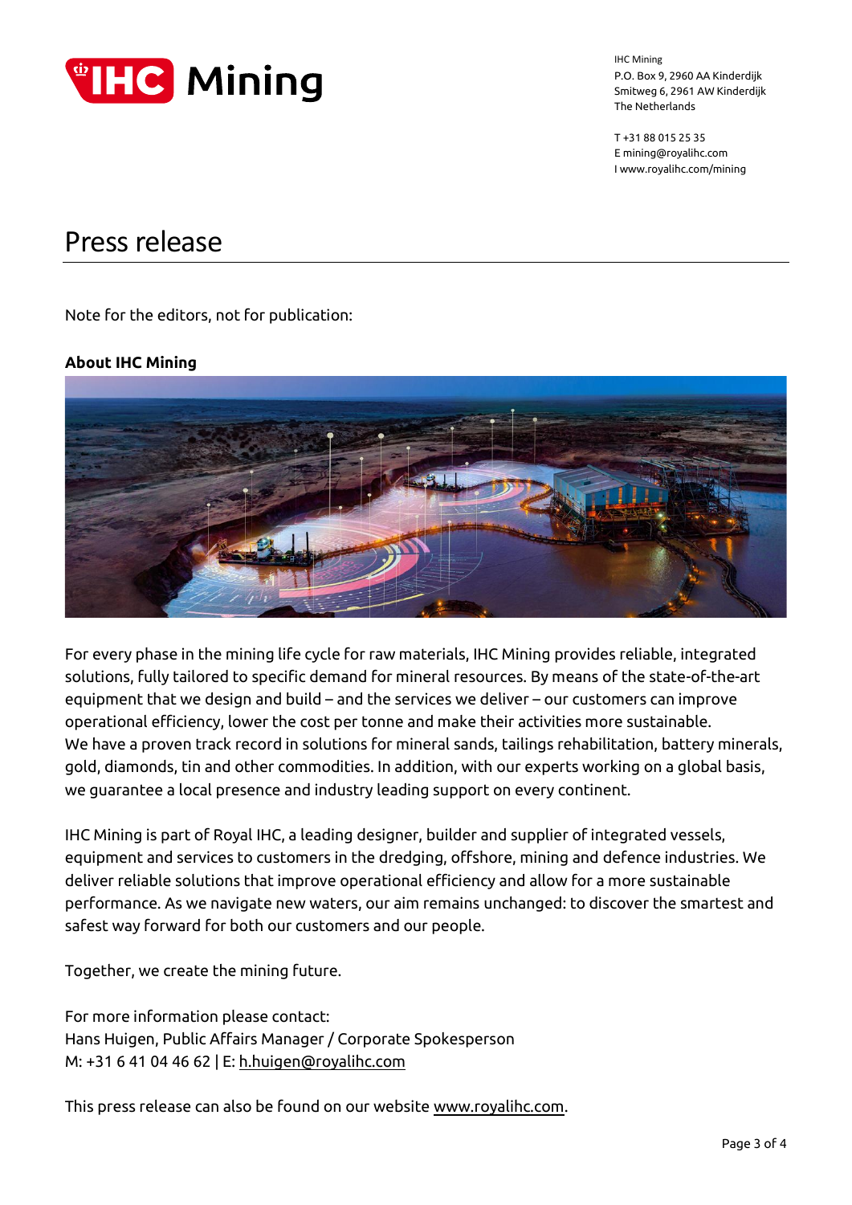IHC Mining
P.O. Box 9, 2960 AA Kinderdijk
Smitweg 6, 2961 AW Kinderdijk
The Netherlands

T +31 88 015 25 35
E mining@royalihc.com
I www.royalihc.com/mining

# Press release

Note for the editors, not for publication:

**About IHC Mining**

For every phase in the mining life cycle for raw materials, IHC Mining provides reliable, integrated solutions, fully tailored to specific demand for mineral resources. By means of the state-of-the-art equipment that we design and build – and the services we deliver – our customers can improve operational efficiency, lower the cost per tonne and make their activities more sustainable.
We have a proven track record in solutions for mineral sands, tailings rehabilitation, battery minerals, gold, diamonds, tin and other commodities. In addition, with our experts working on a global basis, we guarantee a local presence and industry leading support on every continent.

IHC Mining is part of Royal IHC, a leading designer, builder and supplier of integrated vessels, equipment and services to customers in the dredging, offshore, mining and defence industries. We deliver reliable solutions that improve operational efficiency and allow for a more sustainable performance. As we navigate new waters, our aim remains unchanged: to discover the smartest and safest way forward for both our customers and our people.

Together, we create the mining future.

For more information please contact:
Hans Huigen, Public Affairs Manager / Corporate Spokesperson
M: +31 6 41 04 46 62 | E: h.huigen@royalihc.com

This press release can also be found on our website www.royalihc.com.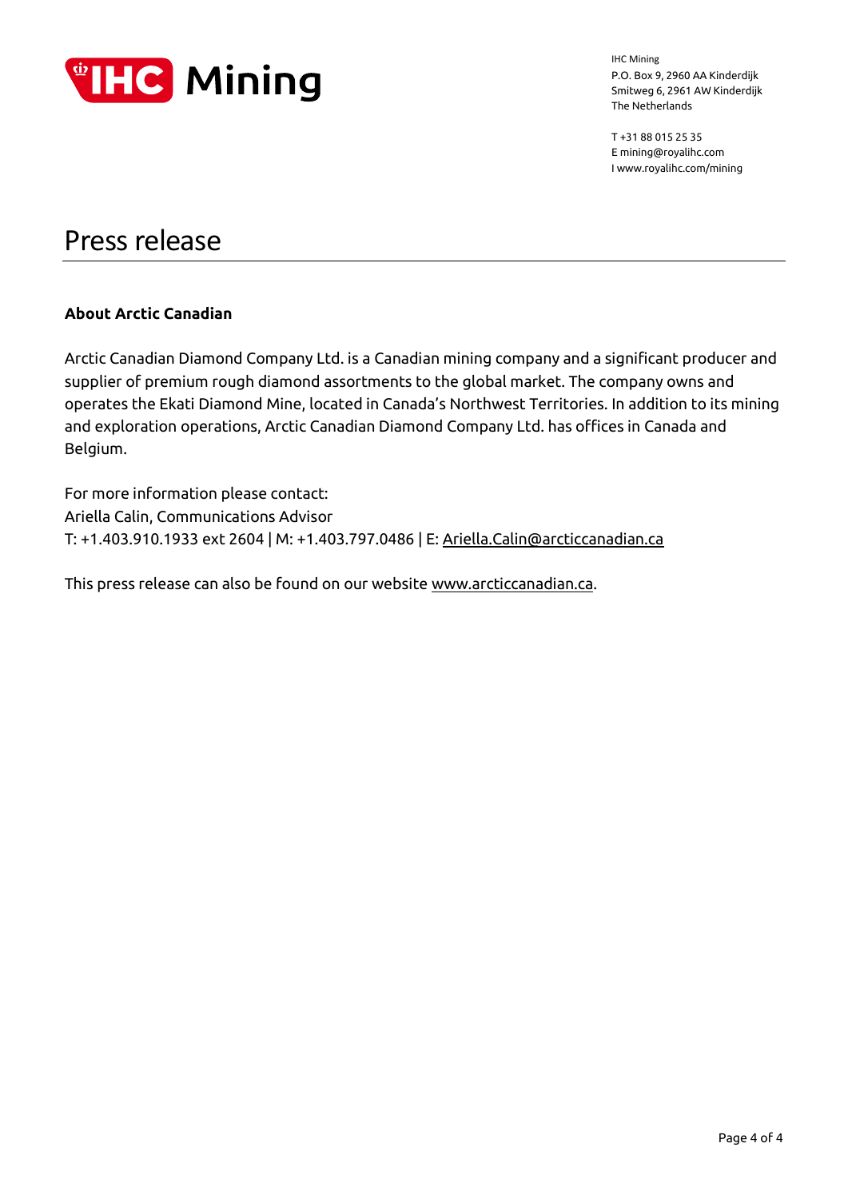# Press release

**About Arctic Canadian**

Arctic Canadian Diamond Company Ltd. is a Canadian mining company and a significant producer and supplier of premium rough diamond assortments to the global market. The company owns and operates the Ekati Diamond Mine, located in Canada's Northwest Territories. In addition to its mining and exploration operations, Arctic Canadian Diamond Company Ltd. has offices in Canada and Belgium.

For more information please contact:
Ariella Calin, Communications Advisor
T: +1.403.910.1933 ext 2604 | M: +1.403.797.0486 | E: Ariella.Calin@arcticcanadian.ca

This press release can also be found on our website www.arcticcanadian.ca.